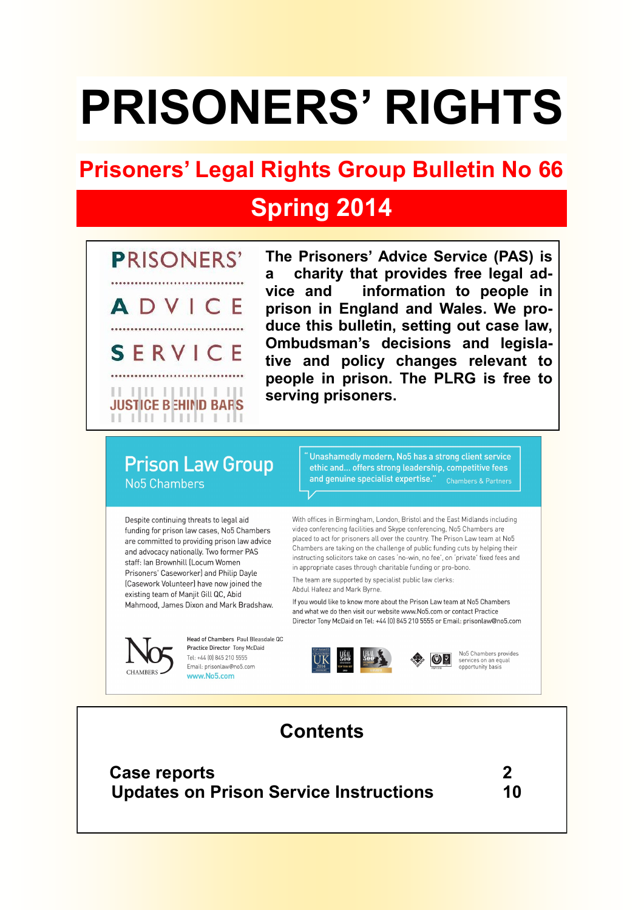# PRISONERS' RIGHTS

## Prisoners' Legal Rights Group Bulletin No 66

## Spring 2014

PRISONERS' ADVICE SERVICE

JUSTICE BEHIND BARS

**The Prisoners' Advice Service (PAS) is a charity that provides free legal advice and information to people in prison in England and Wales. We produce this bulletin, setting out case law, Ombudsman's decisions and legislative and policy changes relevant to people in prison. The PLRG is free to serving prisoners.**

---

**Prison Law Group**
No5 Chambers

"Unashamedly modern, No5 has a strong client service ethic and... offers strong leadership, competitive fees and genuine specialist expertise." Chambers & Partners

Despite continuing threats to legal aid funding for prison law cases, No5 Chambers are committed to providing prison law advice and advocacy nationally. Two former PAS staff: Ian Brownhill (Locum Women Prisoners' Caseworker) and Philip Dayle (Casework Volunteer) have now joined the existing team of Manjit Gill QC, Abid Mahmood, James Dixon and Mark Bradshaw.

With offices in Birmingham, London, Bristol and the East Midlands including video conferencing facilities and Skype conferencing, No5 Chambers are placed to act for prisoners all over the country. The Prison Law team at No5 Chambers are taking on the challenge of public funding cuts by helping their instructing solicitors take on cases 'no-win, no fee', on 'private' fixed fees and in appropriate cases through charitable funding or pro-bono.

The team are supported by specialist public law clerks: Abdul Hafeez and Mark Byrne.

If you would like to know more about the Prison Law team at No5 Chambers and what we do then visit our website www.No5.com or contact Practice Director Tony McDaid on Tel: +44 (0) 845 210 5555 or Email: prisonlaw@no5.com

No5 CHAMBERS

Head of Chambers Paul Bleasdale QC
Practice Director Tony McDaid
Tel: +44 (0) 845 210 5555
Email: prisonlaw@no5.com
www.No5.com

No5 Chambers provides services on an equal opportunity basis

---

## Contents

| | |
|---|---|
| **Case reports** | **2** |
| **Updates on Prison Service Instructions** | **10** |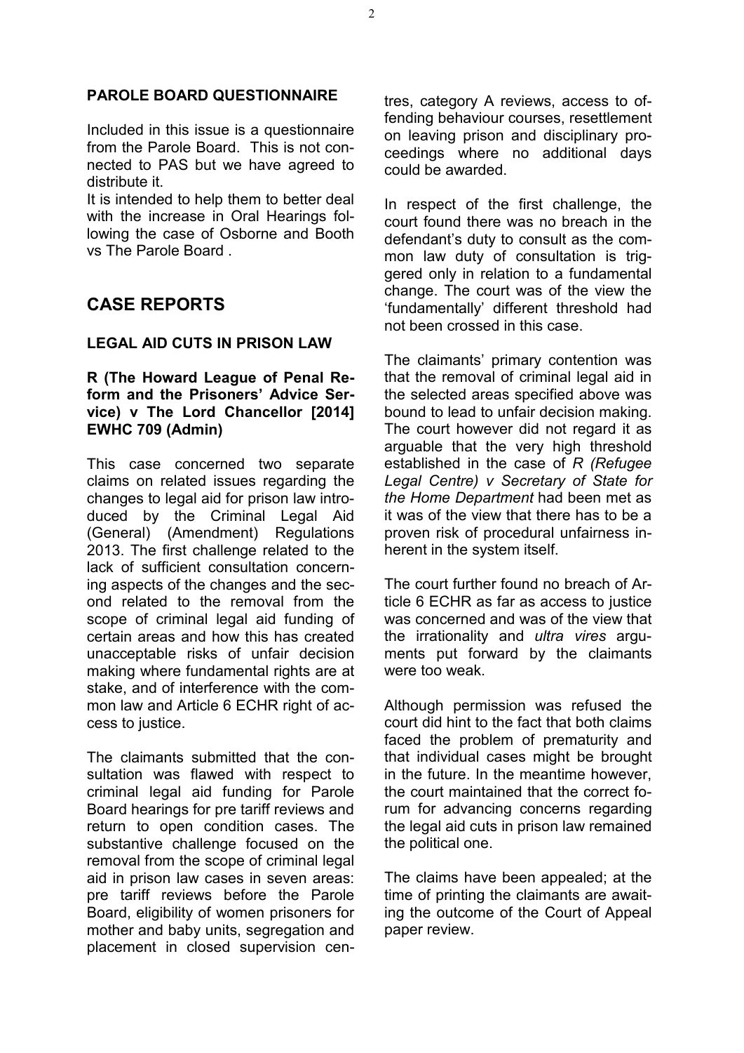## PAROLE BOARD QUESTIONNAIRE

Included in this issue is a questionnaire from the Parole Board. This is not connected to PAS but we have agreed to distribute it.

It is intended to help them to better deal with the increase in Oral Hearings following the case of Osborne and Booth vs The Parole Board .

# CASE REPORTS

## LEGAL AID CUTS IN PRISON LAW

### R (The Howard League of Penal Reform and the Prisoners' Advice Service) v The Lord Chancellor [2014] EWHC 709 (Admin)

This case concerned two separate claims on related issues regarding the changes to legal aid for prison law introduced by the Criminal Legal Aid (General) (Amendment) Regulations 2013. The first challenge related to the lack of sufficient consultation concerning aspects of the changes and the second related to the removal from the scope of criminal legal aid funding of certain areas and how this has created unacceptable risks of unfair decision making where fundamental rights are at stake, and of interference with the common law and Article 6 ECHR right of access to justice.

The claimants submitted that the consultation was flawed with respect to criminal legal aid funding for Parole Board hearings for pre tariff reviews and return to open condition cases. The substantive challenge focused on the removal from the scope of criminal legal aid in prison law cases in seven areas: pre tariff reviews before the Parole Board, eligibility of women prisoners for mother and baby units, segregation and placement in closed supervision centres, category A reviews, access to offending behaviour courses, resettlement on leaving prison and disciplinary proceedings where no additional days could be awarded.

In respect of the first challenge, the court found there was no breach in the defendant's duty to consult as the common law duty of consultation is triggered only in relation to a fundamental change. The court was of the view the 'fundamentally' different threshold had not been crossed in this case.

The claimants' primary contention was that the removal of criminal legal aid in the selected areas specified above was bound to lead to unfair decision making. The court however did not regard it as arguable that the very high threshold established in the case of *R (Refugee Legal Centre) v Secretary of State for the Home Department* had been met as it was of the view that there has to be a proven risk of procedural unfairness inherent in the system itself.

The court further found no breach of Article 6 ECHR as far as access to justice was concerned and was of the view that the irrationality and *ultra vires* arguments put forward by the claimants were too weak.

Although permission was refused the court did hint to the fact that both claims faced the problem of prematurity and that individual cases might be brought in the future. In the meantime however, the court maintained that the correct forum for advancing concerns regarding the legal aid cuts in prison law remained the political one.

The claims have been appealed; at the time of printing the claimants are awaiting the outcome of the Court of Appeal paper review.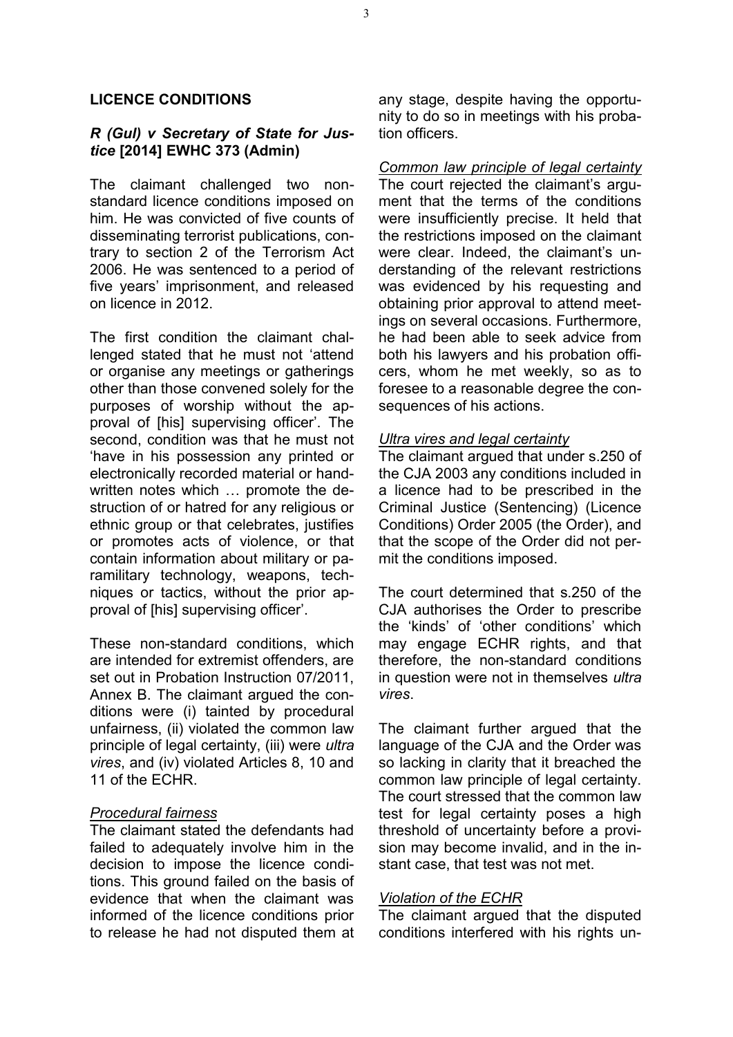## LICENCE CONDITIONS

### *R (Gul) v Secretary of State for Justice* [2014] EWHC 373 (Admin)

The claimant challenged two non-standard licence conditions imposed on him. He was convicted of five counts of disseminating terrorist publications, contrary to section 2 of the Terrorism Act 2006. He was sentenced to a period of five years' imprisonment, and released on licence in 2012.

The first condition the claimant challenged stated that he must not 'attend or organise any meetings or gatherings other than those convened solely for the purposes of worship without the approval of [his] supervising officer'. The second, condition was that he must not 'have in his possession any printed or electronically recorded material or handwritten notes which … promote the destruction of or hatred for any religious or ethnic group or that celebrates, justifies or promotes acts of violence, or that contain information about military or paramilitary technology, weapons, techniques or tactics, without the prior approval of [his] supervising officer'.

These non-standard conditions, which are intended for extremist offenders, are set out in Probation Instruction 07/2011, Annex B. The claimant argued the conditions were (i) tainted by procedural unfairness, (ii) violated the common law principle of legal certainty, (iii) were *ultra vires*, and (iv) violated Articles 8, 10 and 11 of the ECHR.

*Procedural fairness*

The claimant stated the defendants had failed to adequately involve him in the decision to impose the licence conditions. This ground failed on the basis of evidence that when the claimant was informed of the licence conditions prior to release he had not disputed them at any stage, despite having the opportunity to do so in meetings with his probation officers.

*Common law principle of legal certainty*

The court rejected the claimant's argument that the terms of the conditions were insufficiently precise. It held that the restrictions imposed on the claimant were clear. Indeed, the claimant's understanding of the relevant restrictions was evidenced by his requesting and obtaining prior approval to attend meetings on several occasions. Furthermore, he had been able to seek advice from both his lawyers and his probation officers, whom he met weekly, so as to foresee to a reasonable degree the consequences of his actions.

*Ultra vires and legal certainty*

The claimant argued that under s.250 of the CJA 2003 any conditions included in a licence had to be prescribed in the Criminal Justice (Sentencing) (Licence Conditions) Order 2005 (the Order), and that the scope of the Order did not permit the conditions imposed.

The court determined that s.250 of the CJA authorises the Order to prescribe the 'kinds' of 'other conditions' which may engage ECHR rights, and that therefore, the non-standard conditions in question were not in themselves *ultra vires*.

The claimant further argued that the language of the CJA and the Order was so lacking in clarity that it breached the common law principle of legal certainty. The court stressed that the common law test for legal certainty poses a high threshold of uncertainty before a provision may become invalid, and in the instant case, that test was not met.

*Violation of the ECHR*

The claimant argued that the disputed conditions interfered with his rights un-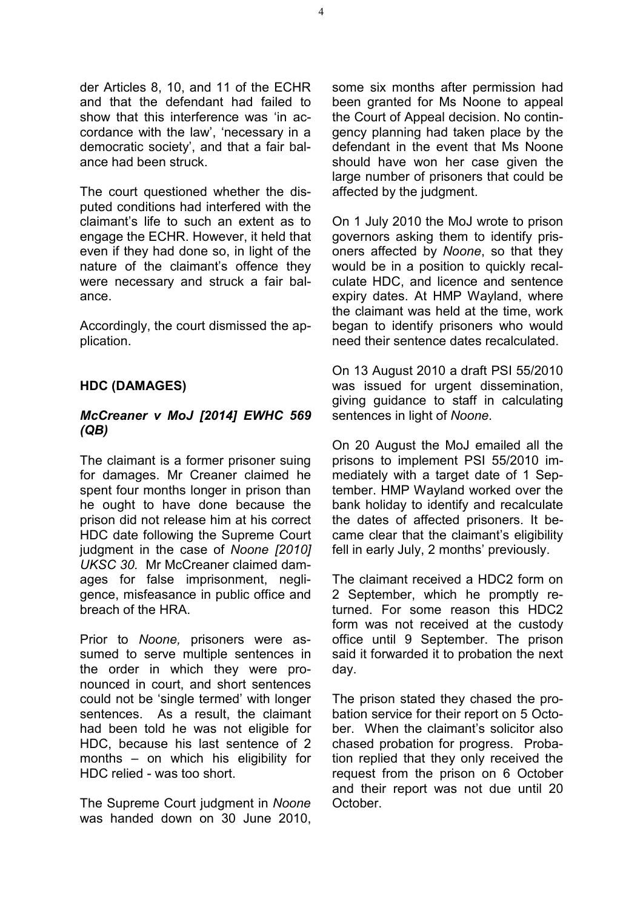der Articles 8, 10, and 11 of the ECHR and that the defendant had failed to show that this interference was 'in accordance with the law', 'necessary in a democratic society', and that a fair balance had been struck.

The court questioned whether the disputed conditions had interfered with the claimant's life to such an extent as to engage the ECHR. However, it held that even if they had done so, in light of the nature of the claimant's offence they were necessary and struck a fair balance.

Accordingly, the court dismissed the application.

## HDC (DAMAGES)

### *McCreaner v MoJ [2014] EWHC 569 (QB)*

The claimant is a former prisoner suing for damages. Mr Creaner claimed he spent four months longer in prison than he ought to have done because the prison did not release him at his correct HDC date following the Supreme Court judgment in the case of *Noone [2010] UKSC 30.* Mr McCreaner claimed damages for false imprisonment, negligence, misfeasance in public office and breach of the HRA.

Prior to *Noone,* prisoners were assumed to serve multiple sentences in the order in which they were pronounced in court, and short sentences could not be 'single termed' with longer sentences. As a result, the claimant had been told he was not eligible for HDC, because his last sentence of 2 months – on which his eligibility for HDC relied - was too short.

The Supreme Court judgment in *Noone* was handed down on 30 June 2010, some six months after permission had been granted for Ms Noone to appeal the Court of Appeal decision. No contingency planning had taken place by the defendant in the event that Ms Noone should have won her case given the large number of prisoners that could be affected by the judgment.

On 1 July 2010 the MoJ wrote to prison governors asking them to identify prisoners affected by *Noone*, so that they would be in a position to quickly recalculate HDC, and licence and sentence expiry dates. At HMP Wayland, where the claimant was held at the time, work began to identify prisoners who would need their sentence dates recalculated.

On 13 August 2010 a draft PSI 55/2010 was issued for urgent dissemination, giving guidance to staff in calculating sentences in light of *Noone*.

On 20 August the MoJ emailed all the prisons to implement PSI 55/2010 immediately with a target date of 1 September. HMP Wayland worked over the bank holiday to identify and recalculate the dates of affected prisoners. It became clear that the claimant's eligibility fell in early July, 2 months' previously.

The claimant received a HDC2 form on 2 September, which he promptly returned. For some reason this HDC2 form was not received at the custody office until 9 September. The prison said it forwarded it to probation the next day.

The prison stated they chased the probation service for their report on 5 October. When the claimant's solicitor also chased probation for progress. Probation replied that they only received the request from the prison on 6 October and their report was not due until 20 October.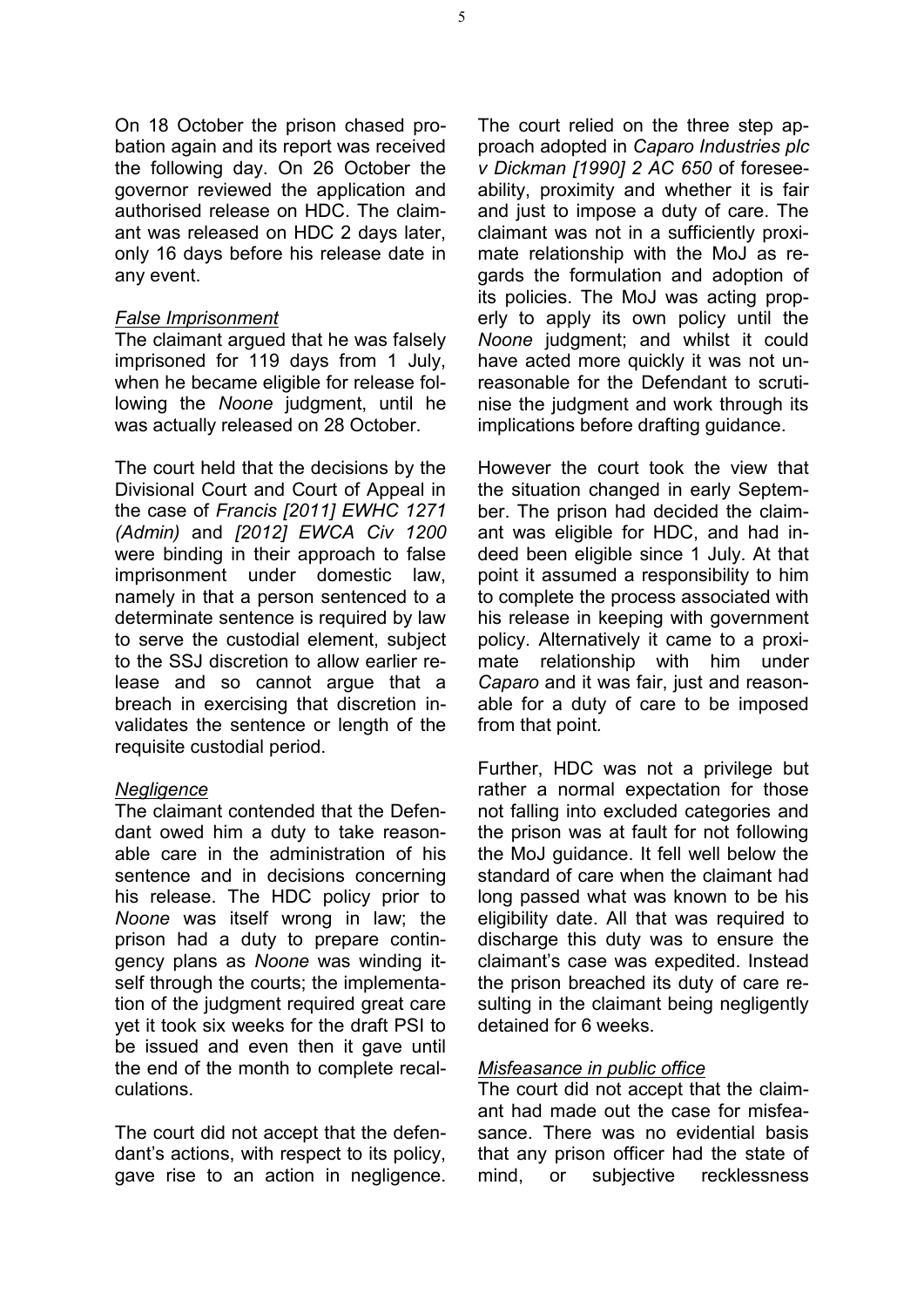On 18 October the prison chased probation again and its report was received the following day. On 26 October the governor reviewed the application and authorised release on HDC. The claimant was released on HDC 2 days later, only 16 days before his release date in any event.

*False Imprisonment*

The claimant argued that he was falsely imprisoned for 119 days from 1 July, when he became eligible for release following the *Noone* judgment, until he was actually released on 28 October.

The court held that the decisions by the Divisional Court and Court of Appeal in the case of *Francis [2011] EWHC 1271 (Admin)* and *[2012] EWCA Civ 1200* were binding in their approach to false imprisonment under domestic law, namely in that a person sentenced to a determinate sentence is required by law to serve the custodial element, subject to the SSJ discretion to allow earlier release and so cannot argue that a breach in exercising that discretion invalidates the sentence or length of the requisite custodial period.

*Negligence*

The claimant contended that the Defendant owed him a duty to take reasonable care in the administration of his sentence and in decisions concerning his release. The HDC policy prior to *Noone* was itself wrong in law; the prison had a duty to prepare contingency plans as *Noone* was winding itself through the courts; the implementation of the judgment required great care yet it took six weeks for the draft PSI to be issued and even then it gave until the end of the month to complete recalculations.

The court did not accept that the defendant's actions, with respect to its policy, gave rise to an action in negligence. The court relied on the three step approach adopted in *Caparo Industries plc v Dickman [1990] 2 AC 650* of foreseeability, proximity and whether it is fair and just to impose a duty of care. The claimant was not in a sufficiently proximate relationship with the MoJ as regards the formulation and adoption of its policies. The MoJ was acting properly to apply its own policy until the *Noone* judgment; and whilst it could have acted more quickly it was not unreasonable for the Defendant to scrutinise the judgment and work through its implications before drafting guidance.

However the court took the view that the situation changed in early September. The prison had decided the claimant was eligible for HDC, and had indeed been eligible since 1 July. At that point it assumed a responsibility to him to complete the process associated with his release in keeping with government policy. Alternatively it came to a proximate relationship with him under *Caparo* and it was fair, just and reasonable for a duty of care to be imposed from that point.

Further, HDC was not a privilege but rather a normal expectation for those not falling into excluded categories and the prison was at fault for not following the MoJ guidance. It fell well below the standard of care when the claimant had long passed what was known to be his eligibility date. All that was required to discharge this duty was to ensure the claimant's case was expedited. Instead the prison breached its duty of care resulting in the claimant being negligently detained for 6 weeks.

*Misfeasance in public office*

The court did not accept that the claimant had made out the case for misfeasance. There was no evidential basis that any prison officer had the state of mind, or subjective recklessness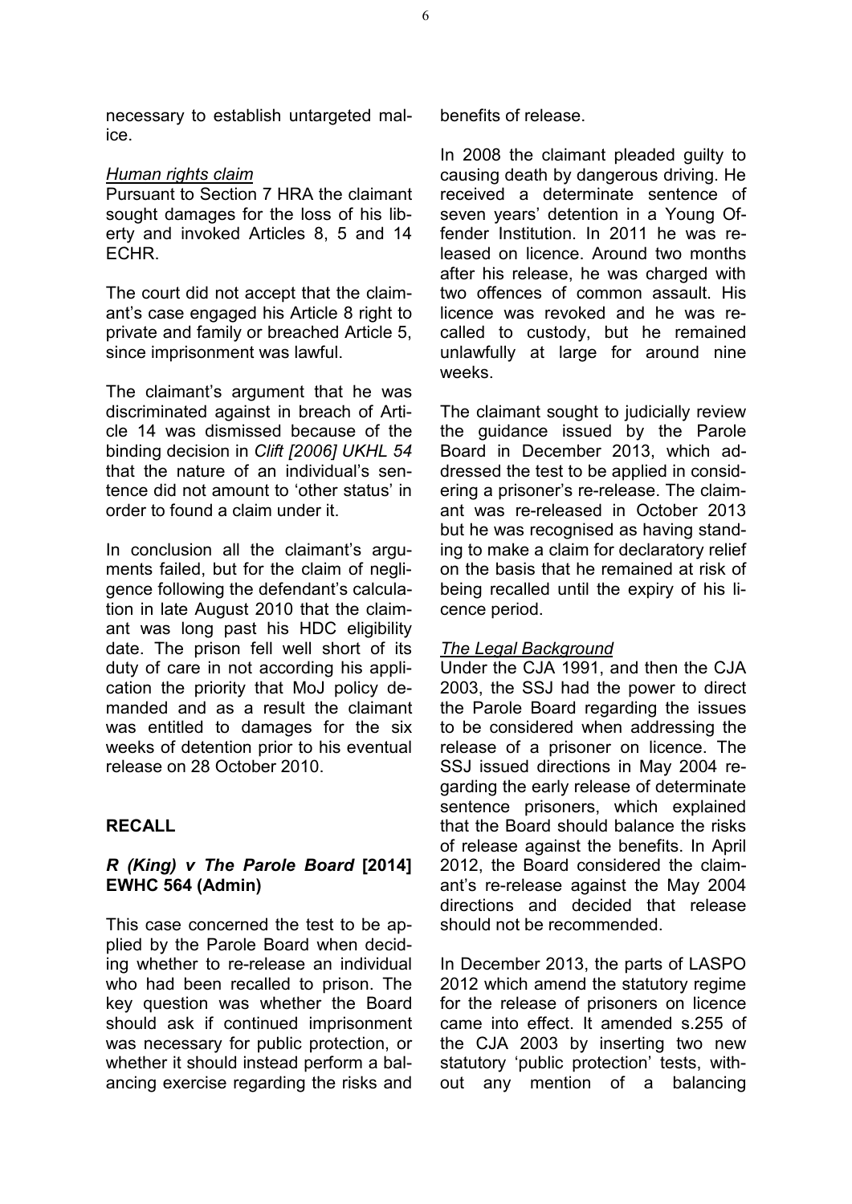necessary to establish untargeted malice.

*Human rights claim*

Pursuant to Section 7 HRA the claimant sought damages for the loss of his liberty and invoked Articles 8, 5 and 14 ECHR.

The court did not accept that the claimant's case engaged his Article 8 right to private and family or breached Article 5, since imprisonment was lawful.

The claimant's argument that he was discriminated against in breach of Article 14 was dismissed because of the binding decision in *Clift [2006] UKHL 54* that the nature of an individual's sentence did not amount to 'other status' in order to found a claim under it.

In conclusion all the claimant's arguments failed, but for the claim of negligence following the defendant's calculation in late August 2010 that the claimant was long past his HDC eligibility date. The prison fell well short of its duty of care in not according his application the priority that MoJ policy demanded and as a result the claimant was entitled to damages for the six weeks of detention prior to his eventual release on 28 October 2010.

## RECALL

### *R (King) v The Parole Board* [2014] EWHC 564 (Admin)

This case concerned the test to be applied by the Parole Board when deciding whether to re-release an individual who had been recalled to prison. The key question was whether the Board should ask if continued imprisonment was necessary for public protection, or whether it should instead perform a balancing exercise regarding the risks and benefits of release.

In 2008 the claimant pleaded guilty to causing death by dangerous driving. He received a determinate sentence of seven years' detention in a Young Offender Institution. In 2011 he was released on licence. Around two months after his release, he was charged with two offences of common assault. His licence was revoked and he was recalled to custody, but he remained unlawfully at large for around nine weeks.

The claimant sought to judicially review the guidance issued by the Parole Board in December 2013, which addressed the test to be applied in considering a prisoner's re-release. The claimant was re-released in October 2013 but he was recognised as having standing to make a claim for declaratory relief on the basis that he remained at risk of being recalled until the expiry of his licence period.

*The Legal Background*

Under the CJA 1991, and then the CJA 2003, the SSJ had the power to direct the Parole Board regarding the issues to be considered when addressing the release of a prisoner on licence. The SSJ issued directions in May 2004 regarding the early release of determinate sentence prisoners, which explained that the Board should balance the risks of release against the benefits. In April 2012, the Board considered the claimant's re-release against the May 2004 directions and decided that release should not be recommended.

In December 2013, the parts of LASPO 2012 which amend the statutory regime for the release of prisoners on licence came into effect. It amended s.255 of the CJA 2003 by inserting two new statutory 'public protection' tests, without any mention of a balancing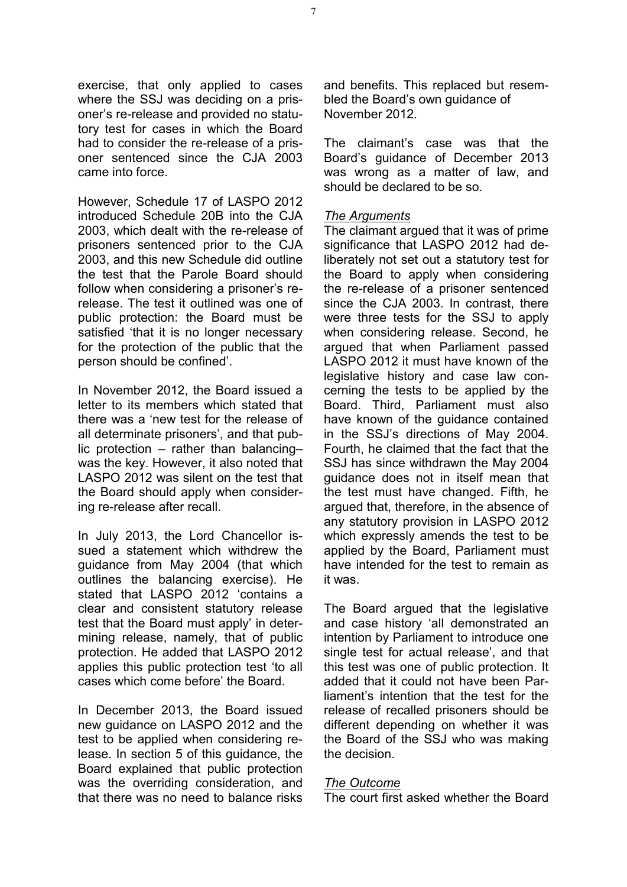exercise, that only applied to cases where the SSJ was deciding on a prisoner's re-release and provided no statutory test for cases in which the Board had to consider the re-release of a prisoner sentenced since the CJA 2003 came into force.

However, Schedule 17 of LASPO 2012 introduced Schedule 20B into the CJA 2003, which dealt with the re-release of prisoners sentenced prior to the CJA 2003, and this new Schedule did outline the test that the Parole Board should follow when considering a prisoner's re-release. The test it outlined was one of public protection: the Board must be satisfied 'that it is no longer necessary for the protection of the public that the person should be confined'.

In November 2012, the Board issued a letter to its members which stated that there was a 'new test for the release of all determinate prisoners', and that public protection – rather than balancing– was the key. However, it also noted that LASPO 2012 was silent on the test that the Board should apply when considering re-release after recall.

In July 2013, the Lord Chancellor issued a statement which withdrew the guidance from May 2004 (that which outlines the balancing exercise). He stated that LASPO 2012 'contains a clear and consistent statutory release test that the Board must apply' in determining release, namely, that of public protection. He added that LASPO 2012 applies this public protection test 'to all cases which come before' the Board.

In December 2013, the Board issued new guidance on LASPO 2012 and the test to be applied when considering release. In section 5 of this guidance, the Board explained that public protection was the overriding consideration, and that there was no need to balance risks and benefits. This replaced but resembled the Board's own guidance of November 2012.

The claimant's case was that the Board's guidance of December 2013 was wrong as a matter of law, and should be declared to be so.

*The Arguments*

The claimant argued that it was of prime significance that LASPO 2012 had deliberately not set out a statutory test for the Board to apply when considering the re-release of a prisoner sentenced since the CJA 2003. In contrast, there were three tests for the SSJ to apply when considering release. Second, he argued that when Parliament passed LASPO 2012 it must have known of the legislative history and case law concerning the tests to be applied by the Board. Third, Parliament must also have known of the guidance contained in the SSJ's directions of May 2004. Fourth, he claimed that the fact that the SSJ has since withdrawn the May 2004 guidance does not in itself mean that the test must have changed. Fifth, he argued that, therefore, in the absence of any statutory provision in LASPO 2012 which expressly amends the test to be applied by the Board, Parliament must have intended for the test to remain as it was.

The Board argued that the legislative and case history 'all demonstrated an intention by Parliament to introduce one single test for actual release', and that this test was one of public protection. It added that it could not have been Parliament's intention that the test for the release of recalled prisoners should be different depending on whether it was the Board of the SSJ who was making the decision.

*The Outcome*

The court first asked whether the Board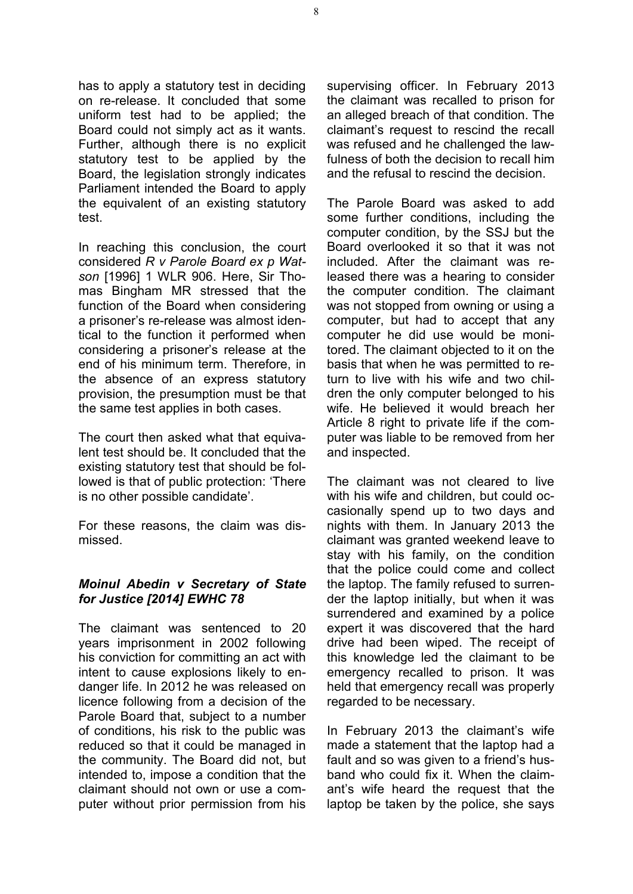has to apply a statutory test in deciding on re-release. It concluded that some uniform test had to be applied; the Board could not simply act as it wants. Further, although there is no explicit statutory test to be applied by the Board, the legislation strongly indicates Parliament intended the Board to apply the equivalent of an existing statutory test.

In reaching this conclusion, the court considered *R v Parole Board ex p Watson* [1996] 1 WLR 906. Here, Sir Thomas Bingham MR stressed that the function of the Board when considering a prisoner's re-release was almost identical to the function it performed when considering a prisoner's release at the end of his minimum term. Therefore, in the absence of an express statutory provision, the presumption must be that the same test applies in both cases.

The court then asked what that equivalent test should be. It concluded that the existing statutory test that should be followed is that of public protection: 'There is no other possible candidate'.

For these reasons, the claim was dismissed.

### *Moinul Abedin v Secretary of State for Justice [2014] EWHC 78*

The claimant was sentenced to 20 years imprisonment in 2002 following his conviction for committing an act with intent to cause explosions likely to endanger life. In 2012 he was released on licence following from a decision of the Parole Board that, subject to a number of conditions, his risk to the public was reduced so that it could be managed in the community. The Board did not, but intended to, impose a condition that the claimant should not own or use a computer without prior permission from his supervising officer. In February 2013 the claimant was recalled to prison for an alleged breach of that condition. The claimant's request to rescind the recall was refused and he challenged the lawfulness of both the decision to recall him and the refusal to rescind the decision.

The Parole Board was asked to add some further conditions, including the computer condition, by the SSJ but the Board overlooked it so that it was not included. After the claimant was released there was a hearing to consider the computer condition. The claimant was not stopped from owning or using a computer, but had to accept that any computer he did use would be monitored. The claimant objected to it on the basis that when he was permitted to return to live with his wife and two children the only computer belonged to his wife. He believed it would breach her Article 8 right to private life if the computer was liable to be removed from her and inspected.

The claimant was not cleared to live with his wife and children, but could occasionally spend up to two days and nights with them. In January 2013 the claimant was granted weekend leave to stay with his family, on the condition that the police could come and collect the laptop. The family refused to surrender the laptop initially, but when it was surrendered and examined by a police expert it was discovered that the hard drive had been wiped. The receipt of this knowledge led the claimant to be emergency recalled to prison. It was held that emergency recall was properly regarded to be necessary.

In February 2013 the claimant's wife made a statement that the laptop had a fault and so was given to a friend's husband who could fix it. When the claimant's wife heard the request that the laptop be taken by the police, she says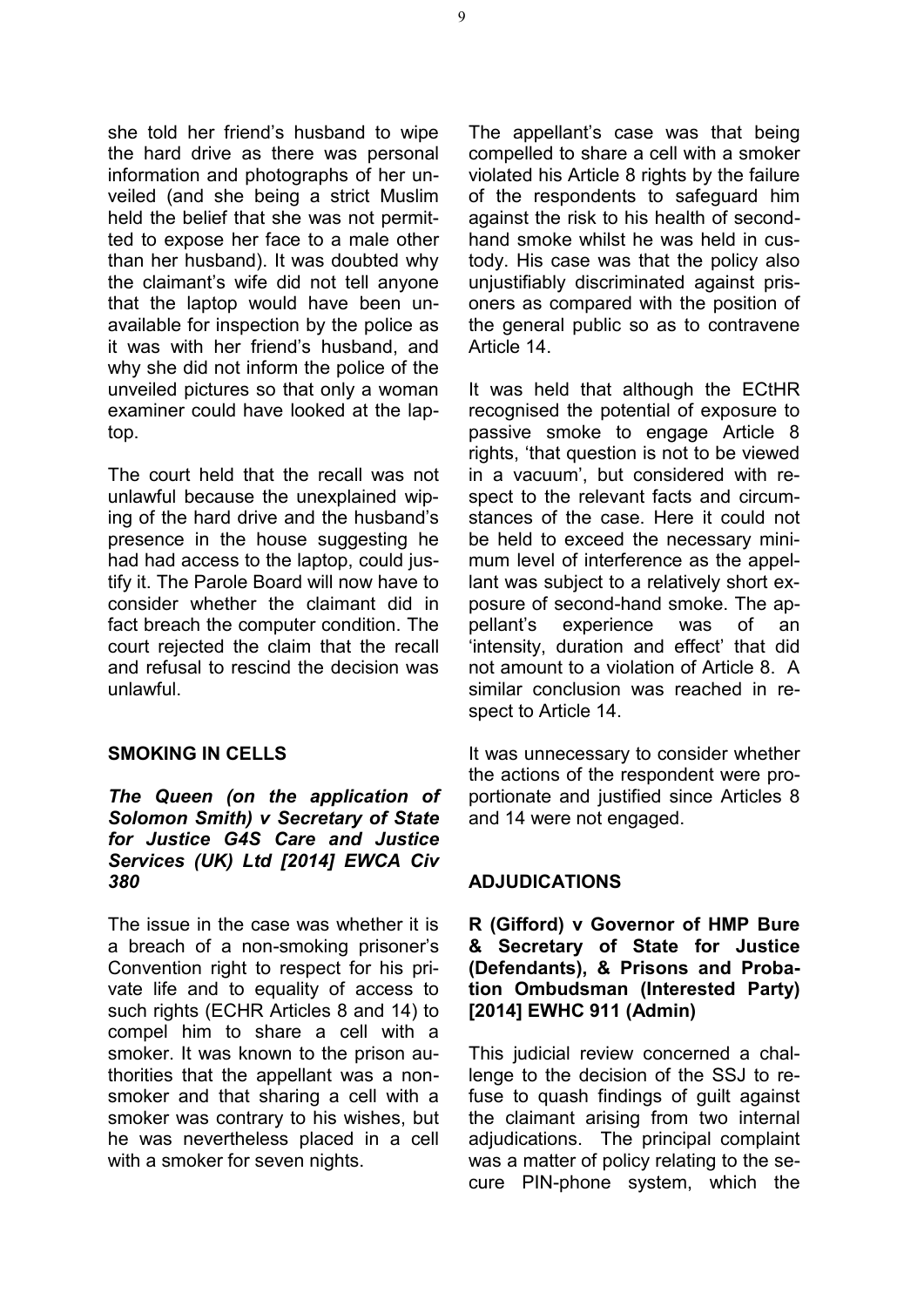she told her friend's husband to wipe the hard drive as there was personal information and photographs of her unveiled (and she being a strict Muslim held the belief that she was not permitted to expose her face to a male other than her husband). It was doubted why the claimant's wife did not tell anyone that the laptop would have been unavailable for inspection by the police as it was with her friend's husband, and why she did not inform the police of the unveiled pictures so that only a woman examiner could have looked at the laptop.

The court held that the recall was not unlawful because the unexplained wiping of the hard drive and the husband's presence in the house suggesting he had had access to the laptop, could justify it. The Parole Board will now have to consider whether the claimant did in fact breach the computer condition. The court rejected the claim that the recall and refusal to rescind the decision was unlawful.

## SMOKING IN CELLS

***The Queen (on the application of Solomon Smith) v Secretary of State for Justice G4S Care and Justice Services (UK) Ltd [2014] EWCA Civ 380***

The issue in the case was whether it is a breach of a non-smoking prisoner's Convention right to respect for his private life and to equality of access to such rights (ECHR Articles 8 and 14) to compel him to share a cell with a smoker. It was known to the prison authorities that the appellant was a non-smoker and that sharing a cell with a smoker was contrary to his wishes, but he was nevertheless placed in a cell with a smoker for seven nights.

The appellant's case was that being compelled to share a cell with a smoker violated his Article 8 rights by the failure of the respondents to safeguard him against the risk to his health of second-hand smoke whilst he was held in custody. His case was that the policy also unjustifiably discriminated against prisoners as compared with the position of the general public so as to contravene Article 14.

It was held that although the ECtHR recognised the potential of exposure to passive smoke to engage Article 8 rights, 'that question is not to be viewed in a vacuum', but considered with respect to the relevant facts and circumstances of the case. Here it could not be held to exceed the necessary minimum level of interference as the appellant was subject to a relatively short exposure of second-hand smoke. The appellant's experience was of an 'intensity, duration and effect' that did not amount to a violation of Article 8. A similar conclusion was reached in respect to Article 14.

It was unnecessary to consider whether the actions of the respondent were proportionate and justified since Articles 8 and 14 were not engaged.

## ADJUDICATIONS

**R (Gifford) v Governor of HMP Bure & Secretary of State for Justice (Defendants), & Prisons and Probation Ombudsman (Interested Party) [2014] EWHC 911 (Admin)**

This judicial review concerned a challenge to the decision of the SSJ to refuse to quash findings of guilt against the claimant arising from two internal adjudications. The principal complaint was a matter of policy relating to the secure PIN-phone system, which the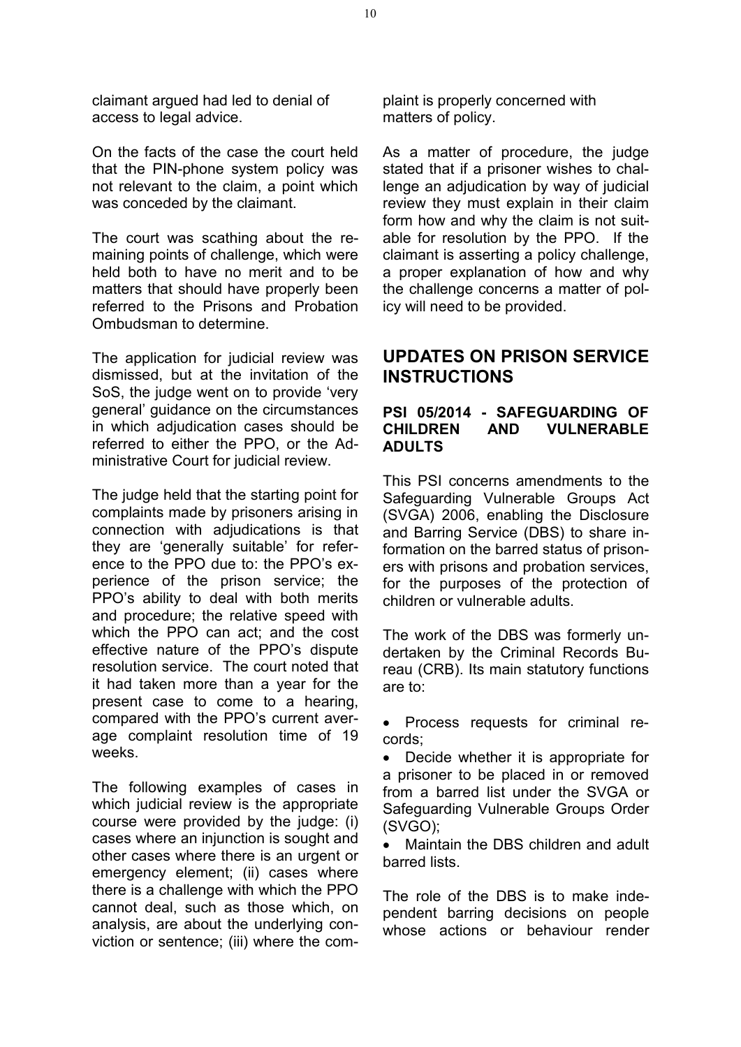claimant argued had led to denial of access to legal advice.

On the facts of the case the court held that the PIN-phone system policy was not relevant to the claim, a point which was conceded by the claimant.

The court was scathing about the remaining points of challenge, which were held both to have no merit and to be matters that should have properly been referred to the Prisons and Probation Ombudsman to determine.

The application for judicial review was dismissed, but at the invitation of the SoS, the judge went on to provide 'very general' guidance on the circumstances in which adjudication cases should be referred to either the PPO, or the Administrative Court for judicial review.

The judge held that the starting point for complaints made by prisoners arising in connection with adjudications is that they are 'generally suitable' for reference to the PPO due to: the PPO's experience of the prison service; the PPO's ability to deal with both merits and procedure; the relative speed with which the PPO can act; and the cost effective nature of the PPO's dispute resolution service. The court noted that it had taken more than a year for the present case to come to a hearing, compared with the PPO's current average complaint resolution time of 19 weeks.

The following examples of cases in which judicial review is the appropriate course were provided by the judge: (i) cases where an injunction is sought and other cases where there is an urgent or emergency element; (ii) cases where there is a challenge with which the PPO cannot deal, such as those which, on analysis, are about the underlying conviction or sentence; (iii) where the complaint is properly concerned with matters of policy.

As a matter of procedure, the judge stated that if a prisoner wishes to challenge an adjudication by way of judicial review they must explain in their claim form how and why the claim is not suitable for resolution by the PPO. If the claimant is asserting a policy challenge, a proper explanation of how and why the challenge concerns a matter of policy will need to be provided.

## UPDATES ON PRISON SERVICE INSTRUCTIONS

### PSI 05/2014 - SAFEGUARDING OF CHILDREN AND VULNERABLE ADULTS

This PSI concerns amendments to the Safeguarding Vulnerable Groups Act (SVGA) 2006, enabling the Disclosure and Barring Service (DBS) to share information on the barred status of prisoners with prisons and probation services, for the purposes of the protection of children or vulnerable adults.

The work of the DBS was formerly undertaken by the Criminal Records Bureau (CRB). Its main statutory functions are to:

- Process requests for criminal records;
- Decide whether it is appropriate for a prisoner to be placed in or removed from a barred list under the SVGA or Safeguarding Vulnerable Groups Order (SVGO);
- Maintain the DBS children and adult barred lists.

The role of the DBS is to make independent barring decisions on people whose actions or behaviour render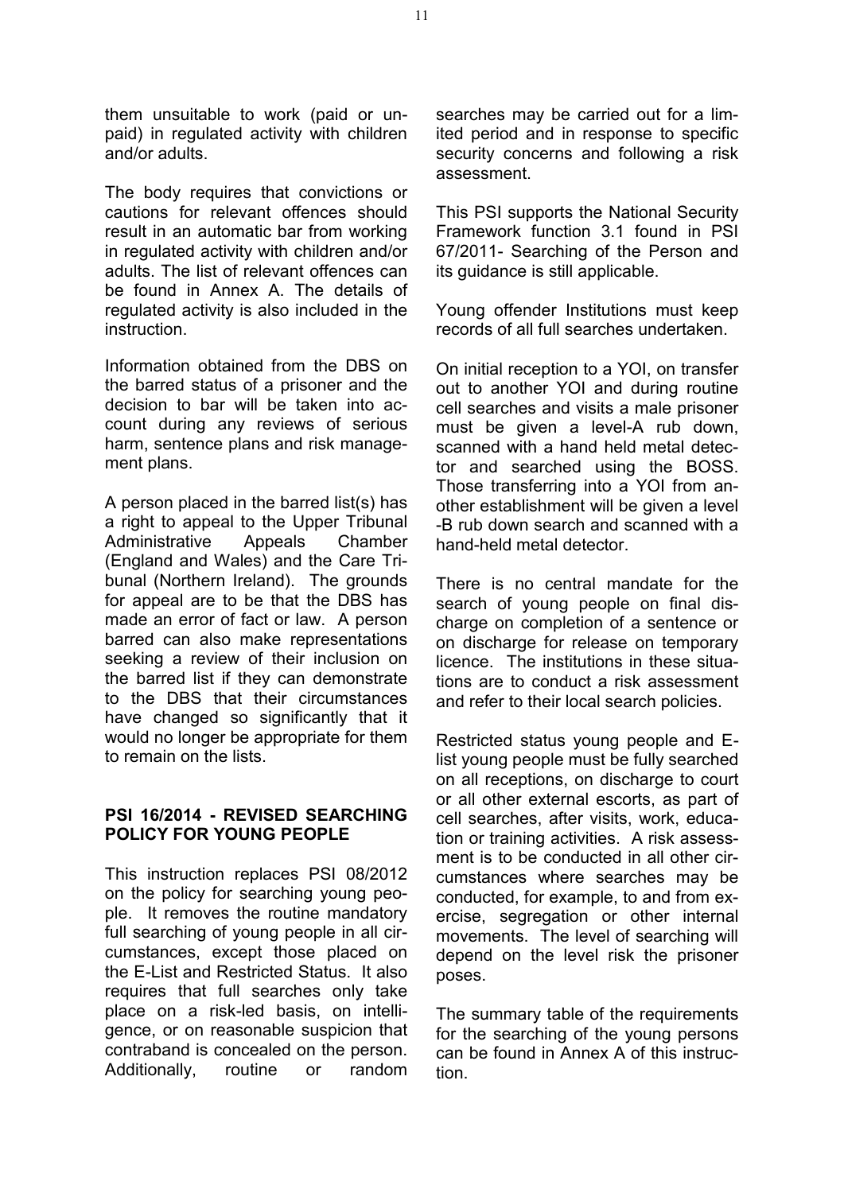them unsuitable to work (paid or unpaid) in regulated activity with children and/or adults.

The body requires that convictions or cautions for relevant offences should result in an automatic bar from working in regulated activity with children and/or adults. The list of relevant offences can be found in Annex A. The details of regulated activity is also included in the instruction.

Information obtained from the DBS on the barred status of a prisoner and the decision to bar will be taken into account during any reviews of serious harm, sentence plans and risk management plans.

A person placed in the barred list(s) has a right to appeal to the Upper Tribunal Administrative Appeals Chamber (England and Wales) and the Care Tribunal (Northern Ireland). The grounds for appeal are to be that the DBS has made an error of fact or law. A person barred can also make representations seeking a review of their inclusion on the barred list if they can demonstrate to the DBS that their circumstances have changed so significantly that it would no longer be appropriate for them to remain on the lists.

## PSI 16/2014 - REVISED SEARCHING POLICY FOR YOUNG PEOPLE

This instruction replaces PSI 08/2012 on the policy for searching young people. It removes the routine mandatory full searching of young people in all circumstances, except those placed on the E-List and Restricted Status. It also requires that full searches only take place on a risk-led basis, on intelligence, or on reasonable suspicion that contraband is concealed on the person. Additionally, routine or random searches may be carried out for a limited period and in response to specific security concerns and following a risk assessment.

This PSI supports the National Security Framework function 3.1 found in PSI 67/2011- Searching of the Person and its guidance is still applicable.

Young offender Institutions must keep records of all full searches undertaken.

On initial reception to a YOI, on transfer out to another YOI and during routine cell searches and visits a male prisoner must be given a level-A rub down, scanned with a hand held metal detector and searched using the BOSS. Those transferring into a YOI from another establishment will be given a level -B rub down search and scanned with a hand-held metal detector.

There is no central mandate for the search of young people on final discharge on completion of a sentence or on discharge for release on temporary licence. The institutions in these situations are to conduct a risk assessment and refer to their local search policies.

Restricted status young people and E-list young people must be fully searched on all receptions, on discharge to court or all other external escorts, as part of cell searches, after visits, work, education or training activities. A risk assessment is to be conducted in all other circumstances where searches may be conducted, for example, to and from exercise, segregation or other internal movements. The level of searching will depend on the level risk the prisoner poses.

The summary table of the requirements for the searching of the young persons can be found in Annex A of this instruction.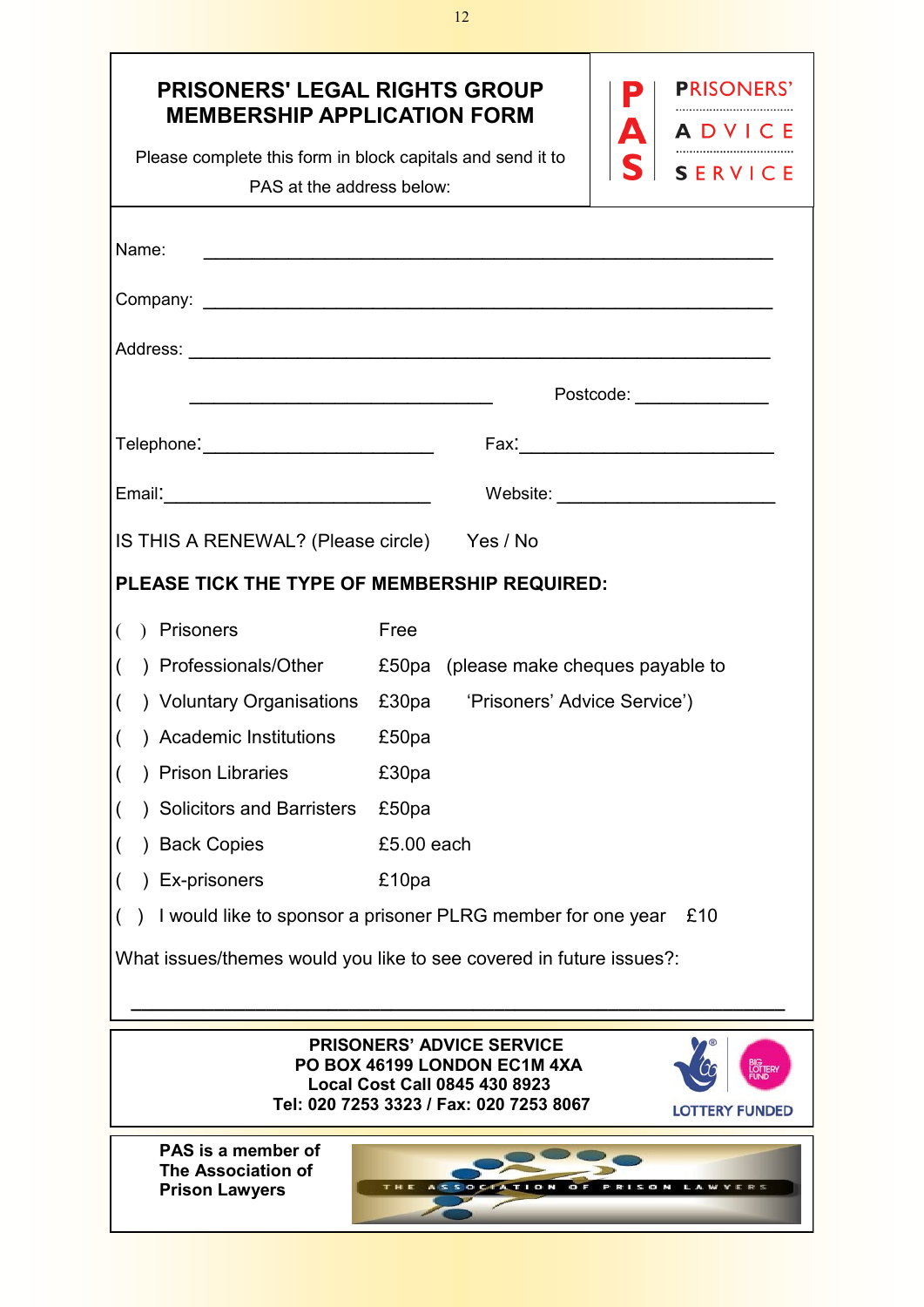# PRISONERS' LEGAL RIGHTS GROUP MEMBERSHIP APPLICATION FORM

Please complete this form in block capitals and send it to PAS at the address below:

PRISONERS' ADVICE SERVICE

Name: ____________________________________________

Company: ____________________________________________

Address: ____________________________________________

____________________________ Postcode: ____________

Telephone: ____________________ Fax: ____________________

Email: ____________________ Website: ____________________

IS THIS A RENEWAL? (Please circle) Yes / No

**PLEASE TICK THE TYPE OF MEMBERSHIP REQUIRED:**

( ) Prisoners — Free

( ) Professionals/Other — £50pa (please make cheques payable to 'Prisoners' Advice Service')

( ) Voluntary Organisations — £30pa

( ) Academic Institutions — £50pa

( ) Prison Libraries — £30pa

( ) Solicitors and Barristers — £50pa

( ) Back Copies — £5.00 each

( ) Ex-prisoners — £10pa

( ) I would like to sponsor a prisoner PLRG member for one year £10

What issues/themes would you like to see covered in future issues?:

____________________________________________

**PRISONERS' ADVICE SERVICE**
**PO BOX 46199 LONDON EC1M 4XA**
**Local Cost Call 0845 430 8923**
**Tel: 020 7253 3323 / Fax: 020 7253 8067**

LOTTERY FUNDED

**PAS is a member of The Association of Prison Lawyers**

THE ASSOCIATION OF PRISON LAWYERS